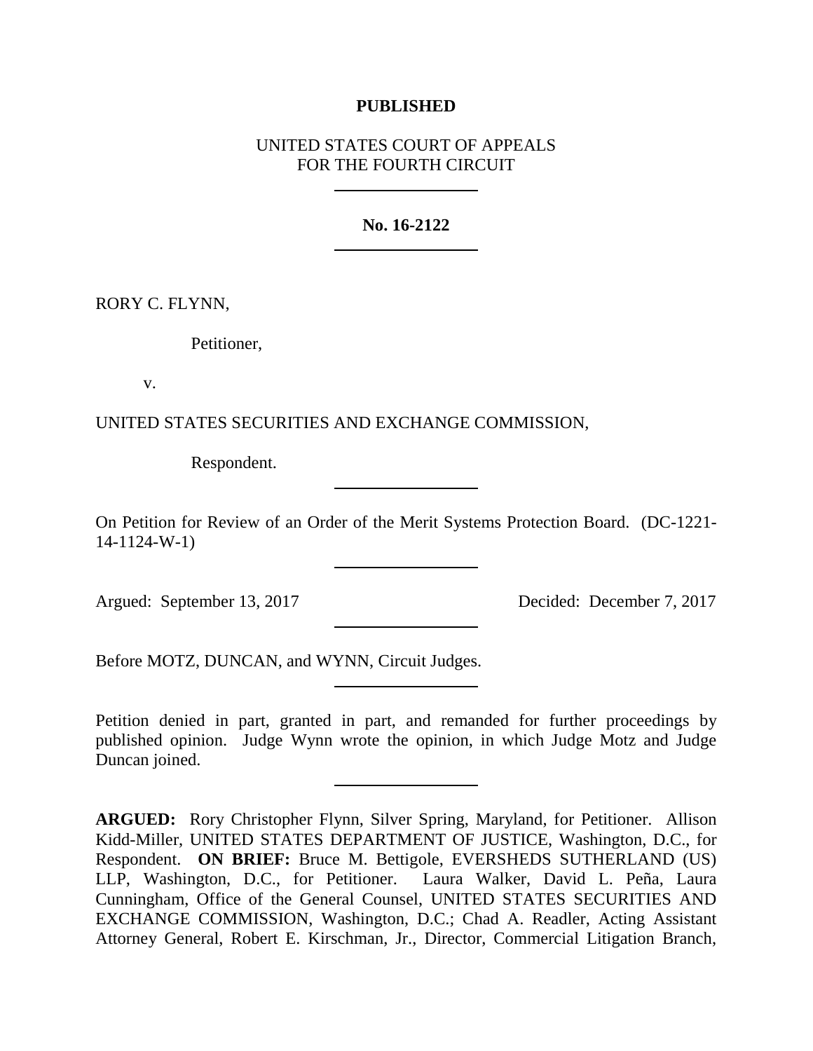**PUBLISHED**

UNITED STATES COURT OF APPEALS
FOR THE FOURTH CIRCUIT

---

**No. 16-2122**

---

RORY C. FLYNN,

Petitioner,

v.

UNITED STATES SECURITIES AND EXCHANGE COMMISSION,

Respondent.

---

On Petition for Review of an Order of the Merit Systems Protection Board. (DC-1221-14-1124-W-1)

---

Argued: September 13, 2017 Decided: December 7, 2017

---

Before MOTZ, DUNCAN, and WYNN, Circuit Judges.

---

Petition denied in part, granted in part, and remanded for further proceedings by published opinion. Judge Wynn wrote the opinion, in which Judge Motz and Judge Duncan joined.

---

**ARGUED:** Rory Christopher Flynn, Silver Spring, Maryland, for Petitioner. Allison Kidd-Miller, UNITED STATES DEPARTMENT OF JUSTICE, Washington, D.C., for Respondent. **ON BRIEF:** Bruce M. Bettigole, EVERSHEDS SUTHERLAND (US) LLP, Washington, D.C., for Petitioner. Laura Walker, David L. Peña, Laura Cunningham, Office of the General Counsel, UNITED STATES SECURITIES AND EXCHANGE COMMISSION, Washington, D.C.; Chad A. Readler, Acting Assistant Attorney General, Robert E. Kirschman, Jr., Director, Commercial Litigation Branch,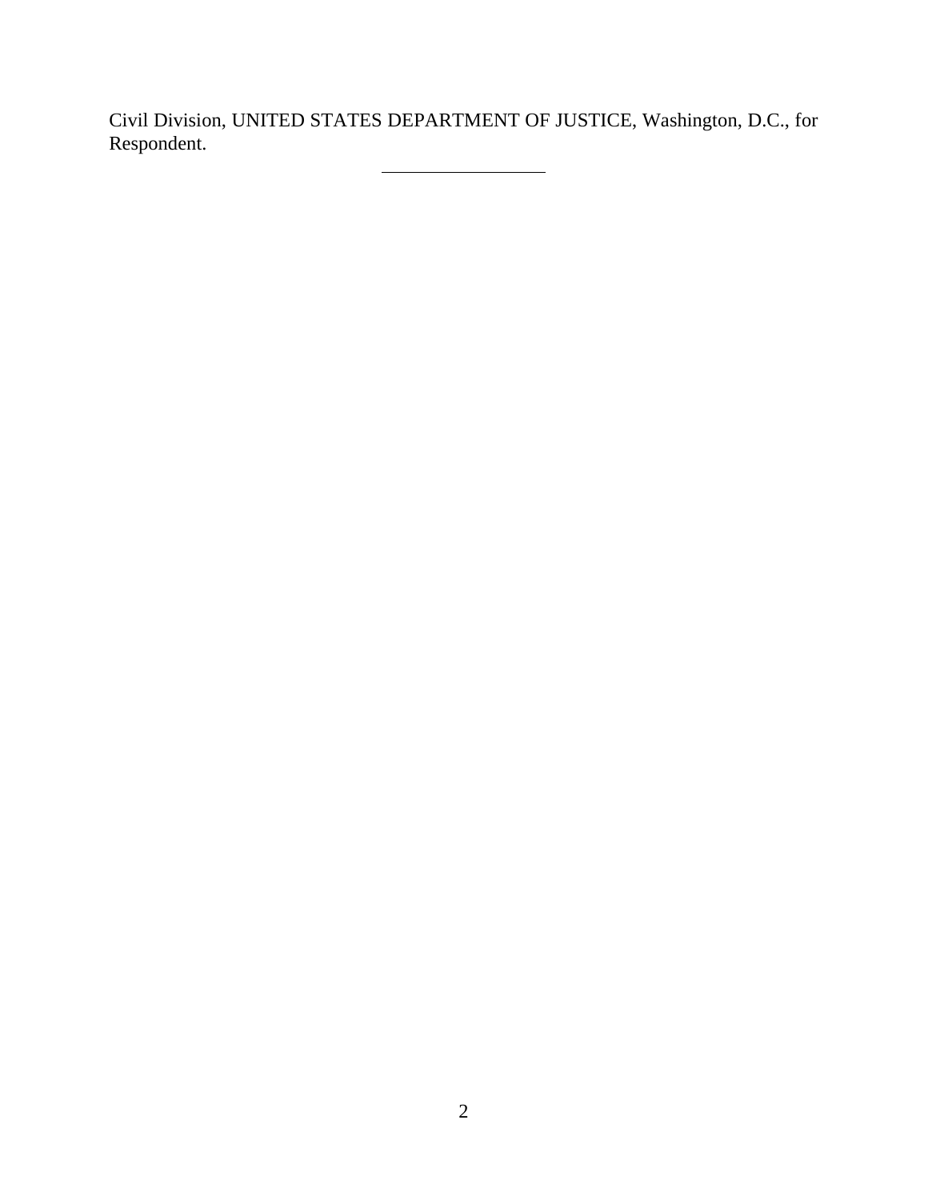Civil Division, UNITED STATES DEPARTMENT OF JUSTICE, Washington, D.C., for Respondent.

---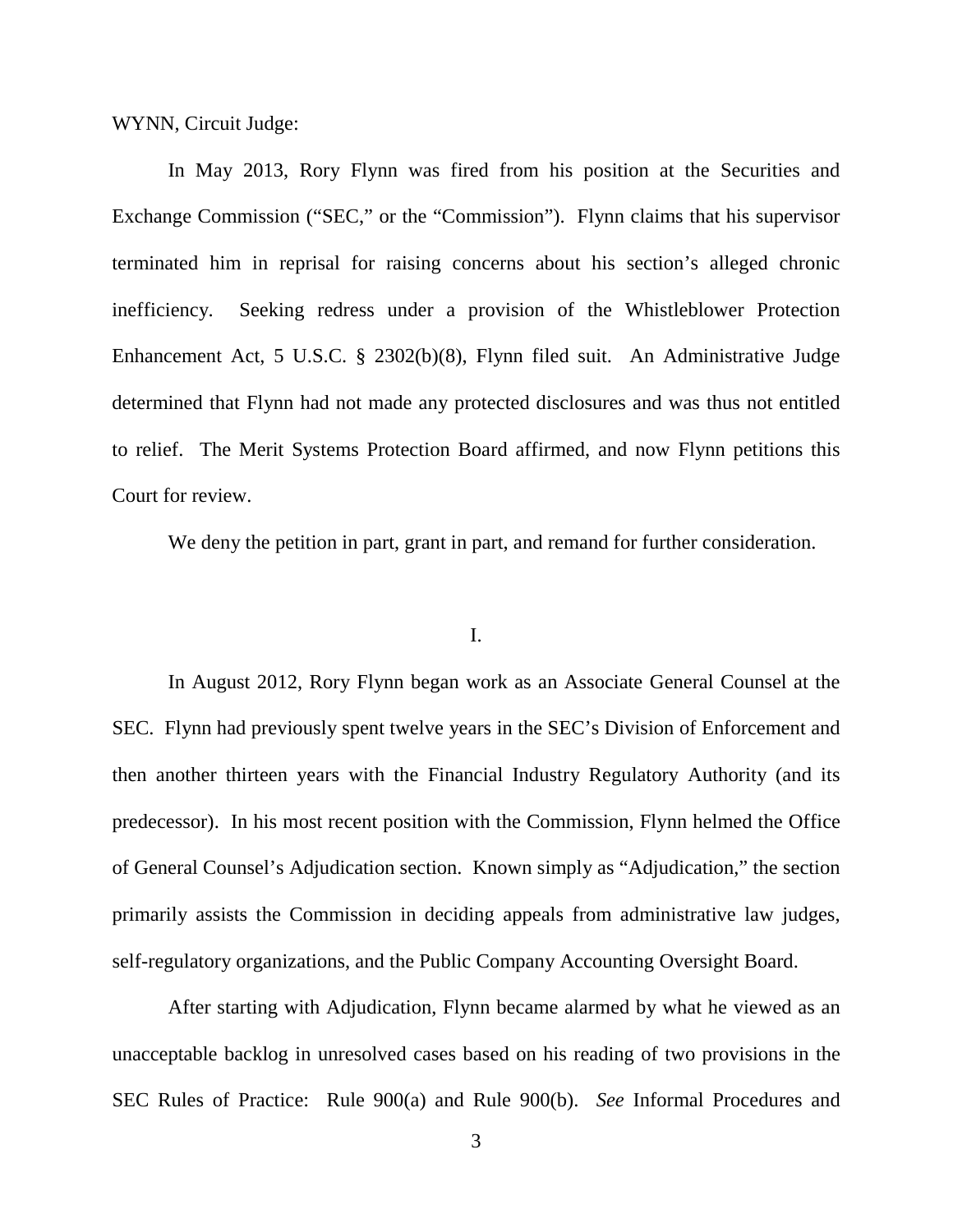WYNN, Circuit Judge:

In May 2013, Rory Flynn was fired from his position at the Securities and Exchange Commission ("SEC," or the "Commission"). Flynn claims that his supervisor terminated him in reprisal for raising concerns about his section's alleged chronic inefficiency. Seeking redress under a provision of the Whistleblower Protection Enhancement Act, 5 U.S.C. § 2302(b)(8), Flynn filed suit. An Administrative Judge determined that Flynn had not made any protected disclosures and was thus not entitled to relief. The Merit Systems Protection Board affirmed, and now Flynn petitions this Court for review.

We deny the petition in part, grant in part, and remand for further consideration.

## I.

In August 2012, Rory Flynn began work as an Associate General Counsel at the SEC. Flynn had previously spent twelve years in the SEC's Division of Enforcement and then another thirteen years with the Financial Industry Regulatory Authority (and its predecessor). In his most recent position with the Commission, Flynn helmed the Office of General Counsel's Adjudication section. Known simply as "Adjudication," the section primarily assists the Commission in deciding appeals from administrative law judges, self-regulatory organizations, and the Public Company Accounting Oversight Board.

After starting with Adjudication, Flynn became alarmed by what he viewed as an unacceptable backlog in unresolved cases based on his reading of two provisions in the SEC Rules of Practice: Rule 900(a) and Rule 900(b). *See* Informal Procedures and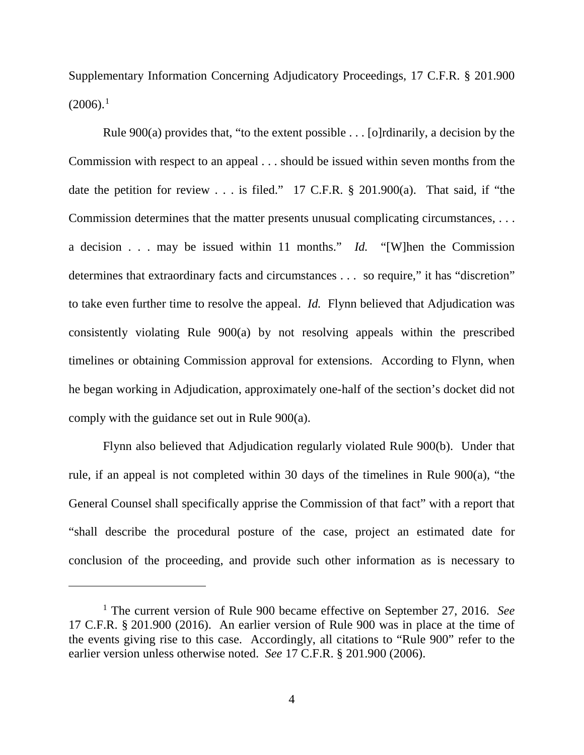Supplementary Information Concerning Adjudicatory Proceedings, 17 C.F.R. § 201.900 (2006).[1]

Rule 900(a) provides that, "to the extent possible . . . [o]rdinarily, a decision by the Commission with respect to an appeal . . . should be issued within seven months from the date the petition for review . . . is filed." 17 C.F.R. § 201.900(a). That said, if "the Commission determines that the matter presents unusual complicating circumstances, . . . a decision . . . may be issued within 11 months." *Id.* "[W]hen the Commission determines that extraordinary facts and circumstances . . . so require," it has "discretion" to take even further time to resolve the appeal. *Id.* Flynn believed that Adjudication was consistently violating Rule 900(a) by not resolving appeals within the prescribed timelines or obtaining Commission approval for extensions. According to Flynn, when he began working in Adjudication, approximately one-half of the section's docket did not comply with the guidance set out in Rule 900(a).

Flynn also believed that Adjudication regularly violated Rule 900(b). Under that rule, if an appeal is not completed within 30 days of the timelines in Rule 900(a), "the General Counsel shall specifically apprise the Commission of that fact" with a report that "shall describe the procedural posture of the case, project an estimated date for conclusion of the proceeding, and provide such other information as is necessary to

[1] The current version of Rule 900 became effective on September 27, 2016. *See* 17 C.F.R. § 201.900 (2016). An earlier version of Rule 900 was in place at the time of the events giving rise to this case. Accordingly, all citations to "Rule 900" refer to the earlier version unless otherwise noted. *See* 17 C.F.R. § 201.900 (2006).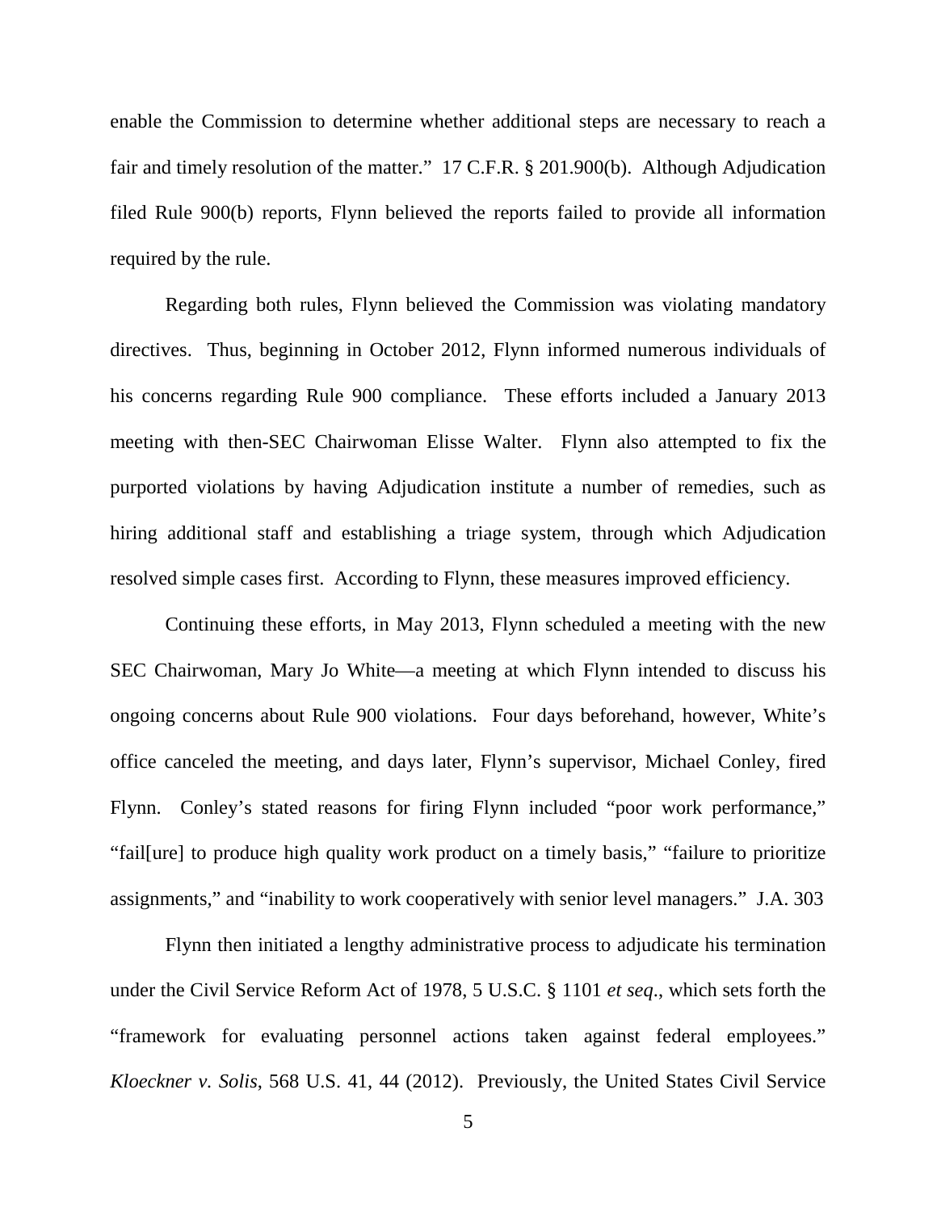enable the Commission to determine whether additional steps are necessary to reach a fair and timely resolution of the matter." 17 C.F.R. § 201.900(b). Although Adjudication filed Rule 900(b) reports, Flynn believed the reports failed to provide all information required by the rule.

Regarding both rules, Flynn believed the Commission was violating mandatory directives. Thus, beginning in October 2012, Flynn informed numerous individuals of his concerns regarding Rule 900 compliance. These efforts included a January 2013 meeting with then-SEC Chairwoman Elisse Walter. Flynn also attempted to fix the purported violations by having Adjudication institute a number of remedies, such as hiring additional staff and establishing a triage system, through which Adjudication resolved simple cases first. According to Flynn, these measures improved efficiency.

Continuing these efforts, in May 2013, Flynn scheduled a meeting with the new SEC Chairwoman, Mary Jo White—a meeting at which Flynn intended to discuss his ongoing concerns about Rule 900 violations. Four days beforehand, however, White's office canceled the meeting, and days later, Flynn's supervisor, Michael Conley, fired Flynn. Conley's stated reasons for firing Flynn included "poor work performance," "fail[ure] to produce high quality work product on a timely basis," "failure to prioritize assignments," and "inability to work cooperatively with senior level managers." J.A. 303

Flynn then initiated a lengthy administrative process to adjudicate his termination under the Civil Service Reform Act of 1978, 5 U.S.C. § 1101 *et seq*., which sets forth the "framework for evaluating personnel actions taken against federal employees." *Kloeckner v. Solis*, 568 U.S. 41, 44 (2012). Previously, the United States Civil Service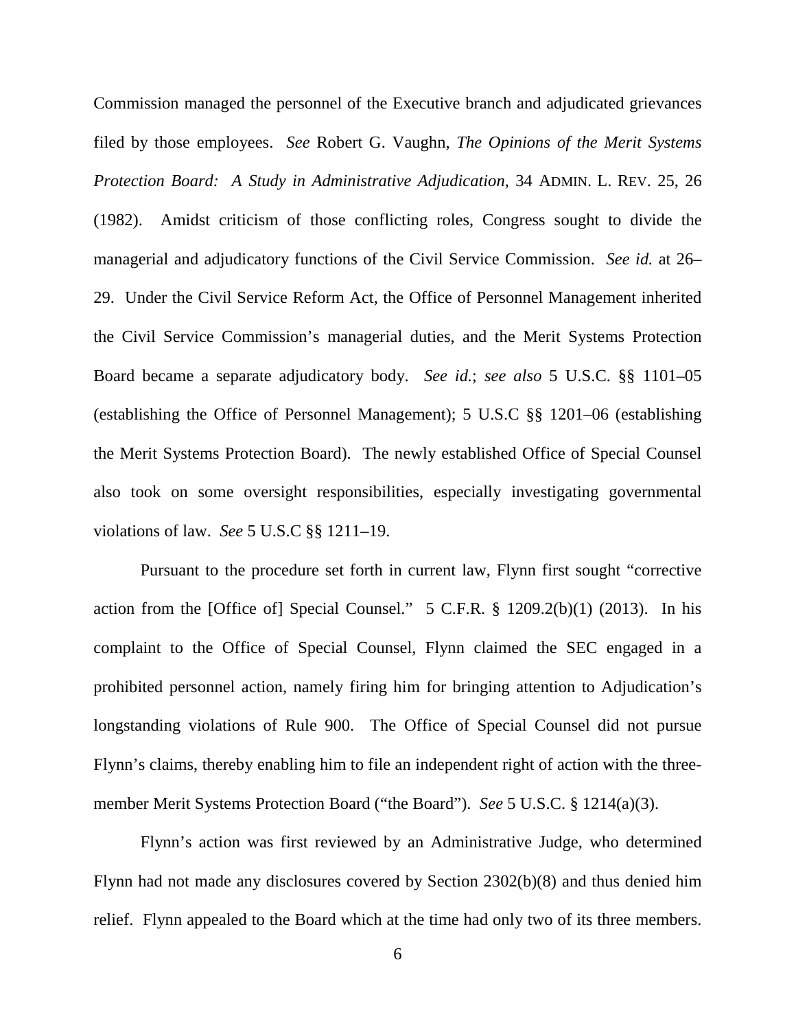Commission managed the personnel of the Executive branch and adjudicated grievances filed by those employees. *See* Robert G. Vaughn, *The Opinions of the Merit Systems Protection Board: A Study in Administrative Adjudication*, 34 ADMIN. L. REV. 25, 26 (1982). Amidst criticism of those conflicting roles, Congress sought to divide the managerial and adjudicatory functions of the Civil Service Commission. *See id.* at 26–29. Under the Civil Service Reform Act, the Office of Personnel Management inherited the Civil Service Commission's managerial duties, and the Merit Systems Protection Board became a separate adjudicatory body. *See id.*; *see also* 5 U.S.C. §§ 1101–05 (establishing the Office of Personnel Management); 5 U.S.C §§ 1201–06 (establishing the Merit Systems Protection Board). The newly established Office of Special Counsel also took on some oversight responsibilities, especially investigating governmental violations of law. *See* 5 U.S.C §§ 1211–19.

Pursuant to the procedure set forth in current law, Flynn first sought "corrective action from the [Office of] Special Counsel." 5 C.F.R. § 1209.2(b)(1) (2013). In his complaint to the Office of Special Counsel, Flynn claimed the SEC engaged in a prohibited personnel action, namely firing him for bringing attention to Adjudication's longstanding violations of Rule 900. The Office of Special Counsel did not pursue Flynn's claims, thereby enabling him to file an independent right of action with the three-member Merit Systems Protection Board ("the Board"). *See* 5 U.S.C. § 1214(a)(3).

Flynn's action was first reviewed by an Administrative Judge, who determined Flynn had not made any disclosures covered by Section 2302(b)(8) and thus denied him relief. Flynn appealed to the Board which at the time had only two of its three members.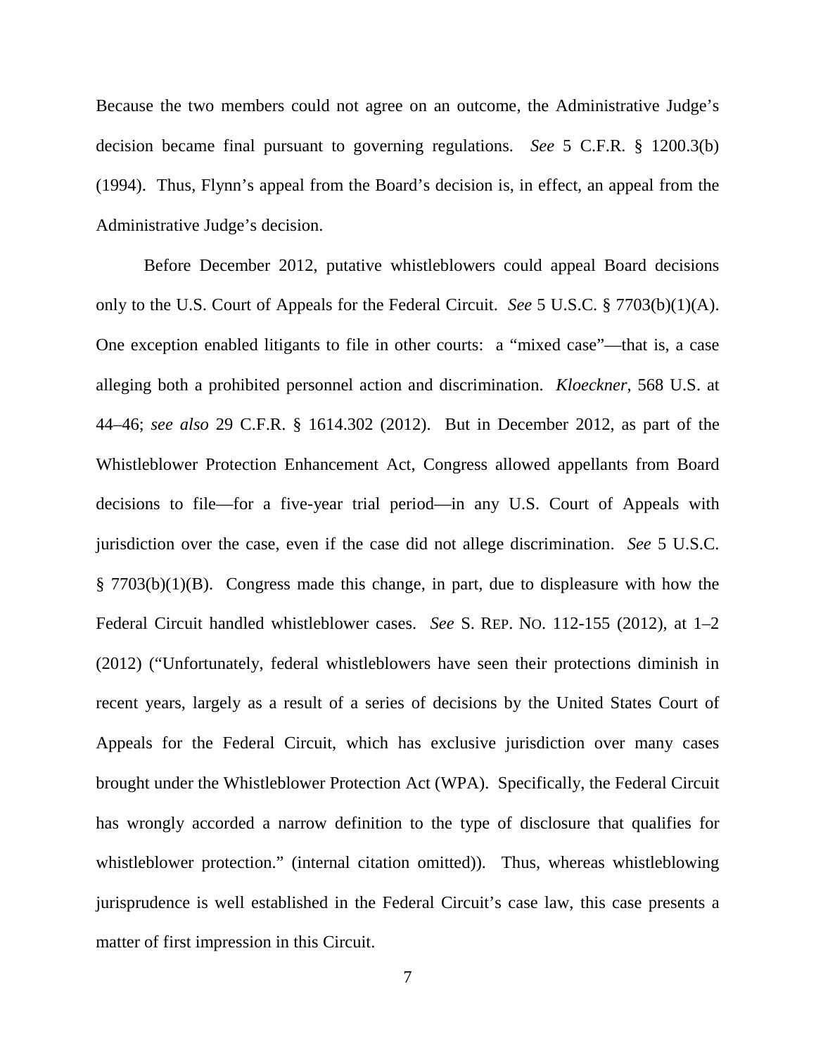Because the two members could not agree on an outcome, the Administrative Judge's decision became final pursuant to governing regulations. *See* 5 C.F.R. § 1200.3(b) (1994). Thus, Flynn's appeal from the Board's decision is, in effect, an appeal from the Administrative Judge's decision.

Before December 2012, putative whistleblowers could appeal Board decisions only to the U.S. Court of Appeals for the Federal Circuit. *See* 5 U.S.C. § 7703(b)(1)(A). One exception enabled litigants to file in other courts: a "mixed case"—that is, a case alleging both a prohibited personnel action and discrimination. *Kloeckner*, 568 U.S. at 44–46; *see also* 29 C.F.R. § 1614.302 (2012). But in December 2012, as part of the Whistleblower Protection Enhancement Act, Congress allowed appellants from Board decisions to file—for a five-year trial period—in any U.S. Court of Appeals with jurisdiction over the case, even if the case did not allege discrimination. *See* 5 U.S.C. § 7703(b)(1)(B). Congress made this change, in part, due to displeasure with how the Federal Circuit handled whistleblower cases. *See* S. REP. NO. 112-155 (2012), at 1–2 (2012) ("Unfortunately, federal whistleblowers have seen their protections diminish in recent years, largely as a result of a series of decisions by the United States Court of Appeals for the Federal Circuit, which has exclusive jurisdiction over many cases brought under the Whistleblower Protection Act (WPA). Specifically, the Federal Circuit has wrongly accorded a narrow definition to the type of disclosure that qualifies for whistleblower protection." (internal citation omitted)). Thus, whereas whistleblowing jurisprudence is well established in the Federal Circuit's case law, this case presents a matter of first impression in this Circuit.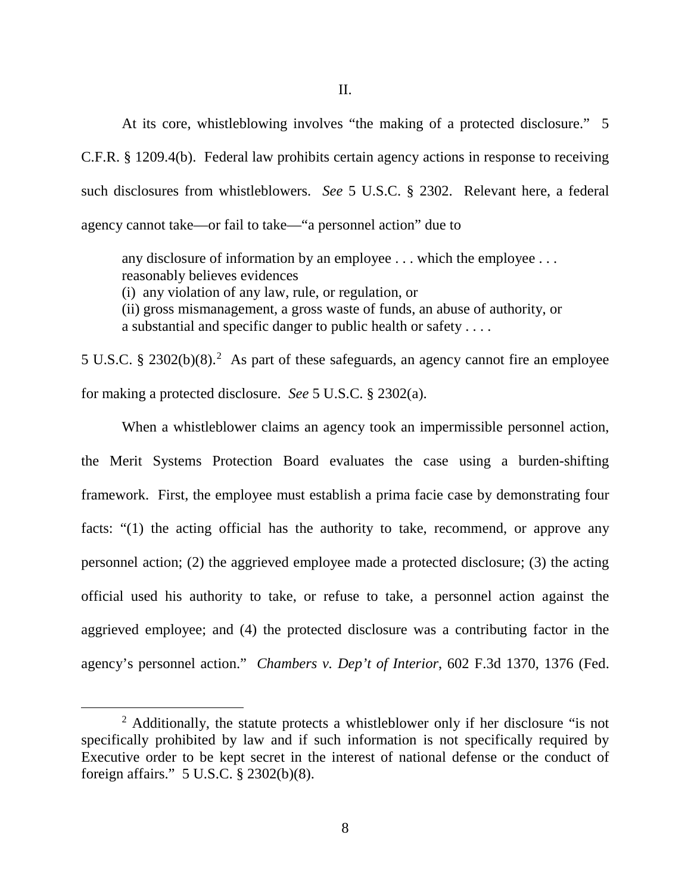## II.

At its core, whistleblowing involves "the making of a protected disclosure." 5 C.F.R. § 1209.4(b). Federal law prohibits certain agency actions in response to receiving such disclosures from whistleblowers. *See* 5 U.S.C. § 2302. Relevant here, a federal agency cannot take—or fail to take—"a personnel action" due to

> any disclosure of information by an employee . . . which the employee . . . reasonably believes evidences
> (i) any violation of any law, rule, or regulation, or
> (ii) gross mismanagement, a gross waste of funds, an abuse of authority, or a substantial and specific danger to public health or safety . . . .

5 U.S.C. § 2302(b)(8).[2] As part of these safeguards, an agency cannot fire an employee for making a protected disclosure. *See* 5 U.S.C. § 2302(a).

When a whistleblower claims an agency took an impermissible personnel action, the Merit Systems Protection Board evaluates the case using a burden-shifting framework. First, the employee must establish a prima facie case by demonstrating four facts: "(1) the acting official has the authority to take, recommend, or approve any personnel action; (2) the aggrieved employee made a protected disclosure; (3) the acting official used his authority to take, or refuse to take, a personnel action against the aggrieved employee; and (4) the protected disclosure was a contributing factor in the agency's personnel action." *Chambers v. Dep't of Interior*, 602 F.3d 1370, 1376 (Fed.

[2] Additionally, the statute protects a whistleblower only if her disclosure "is not specifically prohibited by law and if such information is not specifically required by Executive order to be kept secret in the interest of national defense or the conduct of foreign affairs." 5 U.S.C. § 2302(b)(8).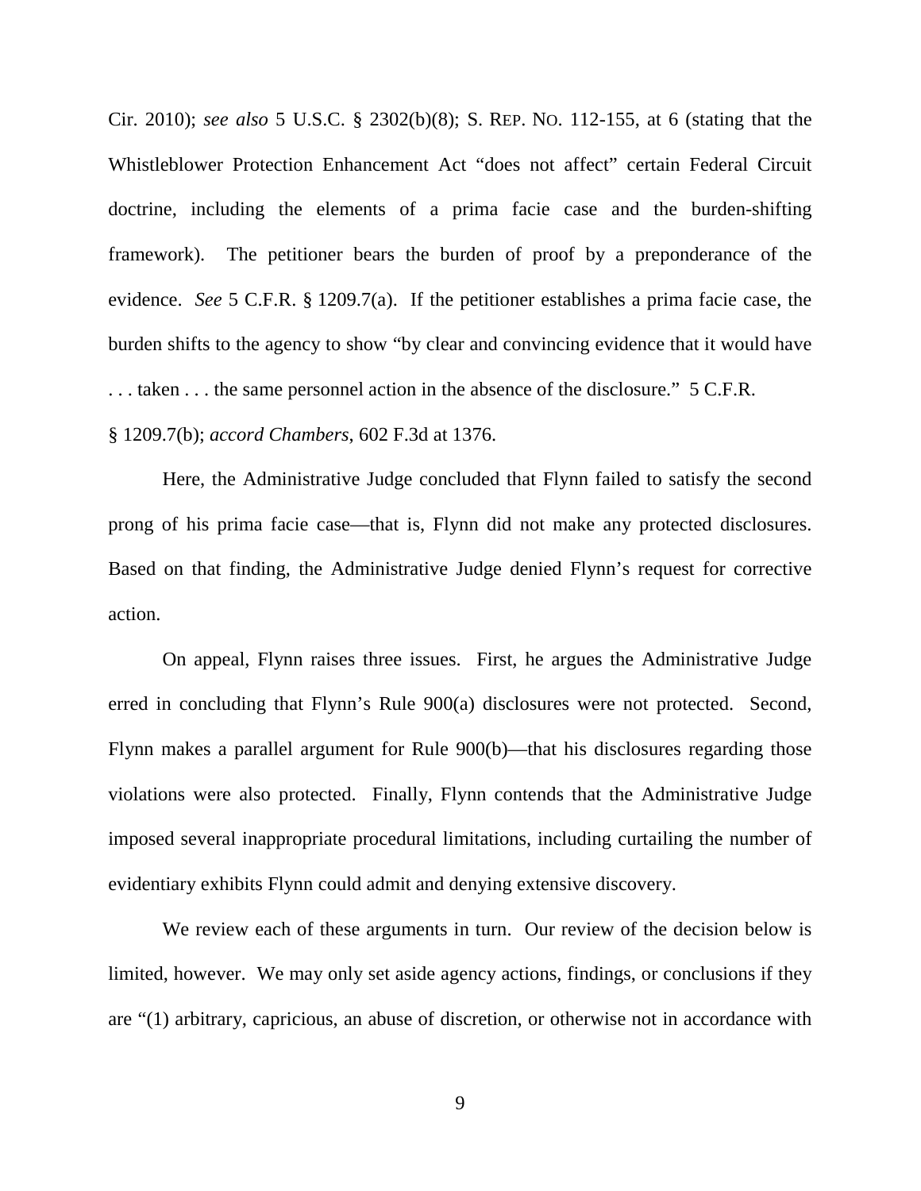Cir. 2010); *see also* 5 U.S.C. § 2302(b)(8); S. REP. NO. 112-155, at 6 (stating that the Whistleblower Protection Enhancement Act "does not affect" certain Federal Circuit doctrine, including the elements of a prima facie case and the burden-shifting framework). The petitioner bears the burden of proof by a preponderance of the evidence. *See* 5 C.F.R. § 1209.7(a). If the petitioner establishes a prima facie case, the burden shifts to the agency to show "by clear and convincing evidence that it would have . . . taken . . . the same personnel action in the absence of the disclosure." 5 C.F.R. § 1209.7(b); *accord Chambers*, 602 F.3d at 1376.

Here, the Administrative Judge concluded that Flynn failed to satisfy the second prong of his prima facie case—that is, Flynn did not make any protected disclosures. Based on that finding, the Administrative Judge denied Flynn's request for corrective action.

On appeal, Flynn raises three issues. First, he argues the Administrative Judge erred in concluding that Flynn's Rule 900(a) disclosures were not protected. Second, Flynn makes a parallel argument for Rule 900(b)—that his disclosures regarding those violations were also protected. Finally, Flynn contends that the Administrative Judge imposed several inappropriate procedural limitations, including curtailing the number of evidentiary exhibits Flynn could admit and denying extensive discovery.

We review each of these arguments in turn. Our review of the decision below is limited, however. We may only set aside agency actions, findings, or conclusions if they are "(1) arbitrary, capricious, an abuse of discretion, or otherwise not in accordance with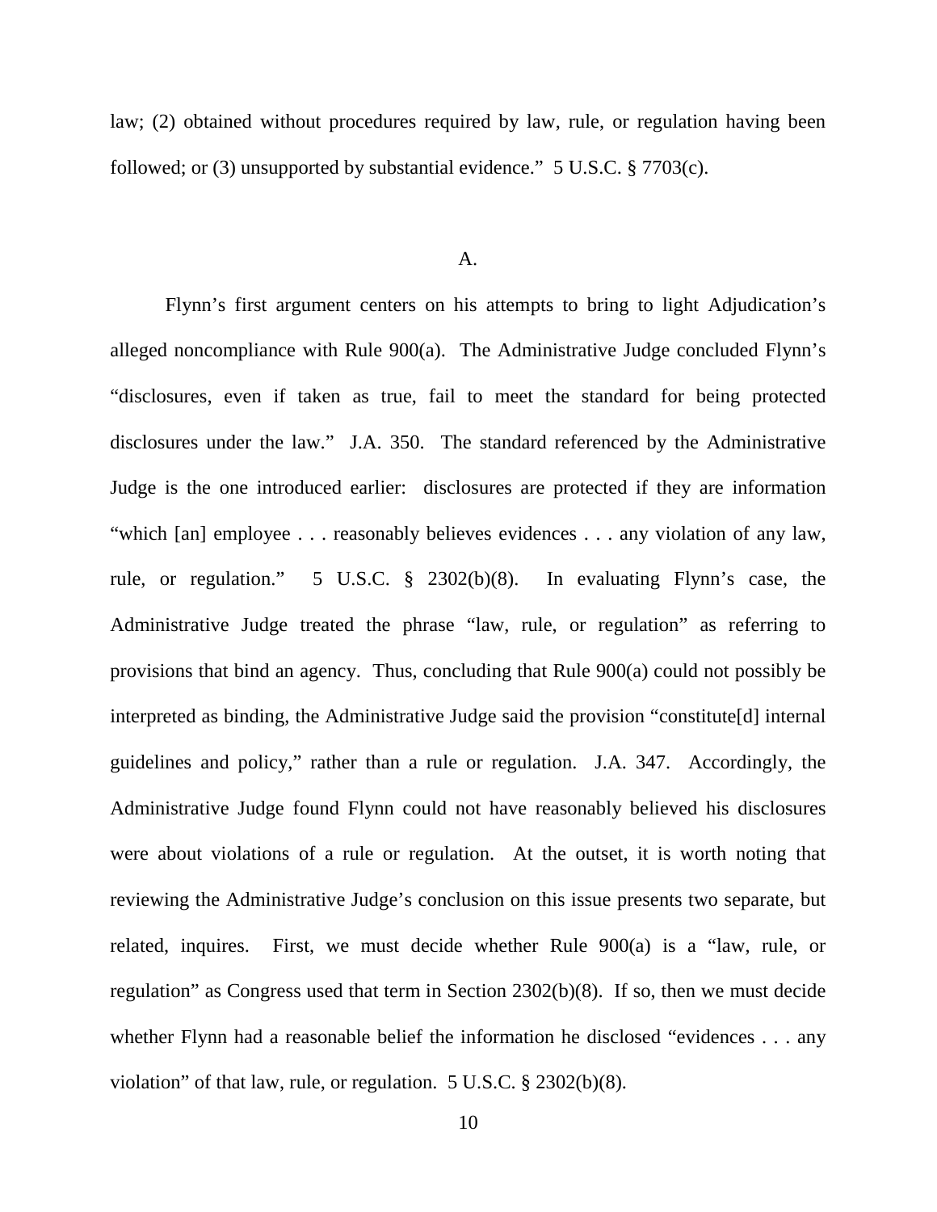law; (2) obtained without procedures required by law, rule, or regulation having been followed; or (3) unsupported by substantial evidence." 5 U.S.C. § 7703(c).

## A.

Flynn's first argument centers on his attempts to bring to light Adjudication's alleged noncompliance with Rule 900(a). The Administrative Judge concluded Flynn's "disclosures, even if taken as true, fail to meet the standard for being protected disclosures under the law." J.A. 350. The standard referenced by the Administrative Judge is the one introduced earlier: disclosures are protected if they are information "which [an] employee . . . reasonably believes evidences . . . any violation of any law, rule, or regulation." 5 U.S.C. § 2302(b)(8). In evaluating Flynn's case, the Administrative Judge treated the phrase "law, rule, or regulation" as referring to provisions that bind an agency. Thus, concluding that Rule 900(a) could not possibly be interpreted as binding, the Administrative Judge said the provision "constitute[d] internal guidelines and policy," rather than a rule or regulation. J.A. 347. Accordingly, the Administrative Judge found Flynn could not have reasonably believed his disclosures were about violations of a rule or regulation. At the outset, it is worth noting that reviewing the Administrative Judge's conclusion on this issue presents two separate, but related, inquires. First, we must decide whether Rule 900(a) is a "law, rule, or regulation" as Congress used that term in Section 2302(b)(8). If so, then we must decide whether Flynn had a reasonable belief the information he disclosed "evidences . . . any violation" of that law, rule, or regulation. 5 U.S.C. § 2302(b)(8).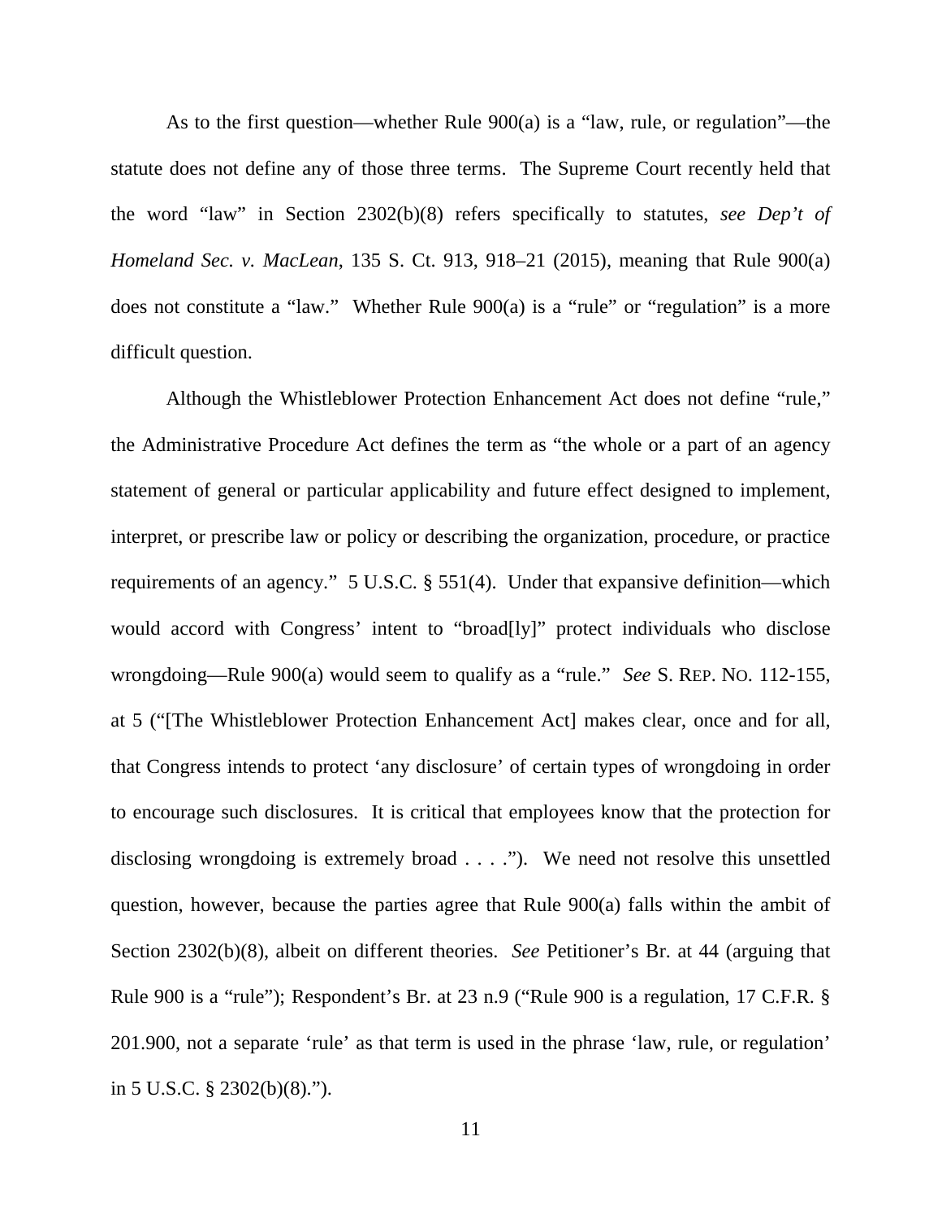As to the first question—whether Rule 900(a) is a "law, rule, or regulation"—the statute does not define any of those three terms. The Supreme Court recently held that the word "law" in Section 2302(b)(8) refers specifically to statutes, *see Dep't of Homeland Sec. v. MacLean*, 135 S. Ct. 913, 918–21 (2015), meaning that Rule 900(a) does not constitute a "law." Whether Rule 900(a) is a "rule" or "regulation" is a more difficult question.

Although the Whistleblower Protection Enhancement Act does not define "rule," the Administrative Procedure Act defines the term as "the whole or a part of an agency statement of general or particular applicability and future effect designed to implement, interpret, or prescribe law or policy or describing the organization, procedure, or practice requirements of an agency." 5 U.S.C. § 551(4). Under that expansive definition—which would accord with Congress' intent to "broad[ly]" protect individuals who disclose wrongdoing—Rule 900(a) would seem to qualify as a "rule." *See* S. REP. NO. 112-155, at 5 ("[The Whistleblower Protection Enhancement Act] makes clear, once and for all, that Congress intends to protect 'any disclosure' of certain types of wrongdoing in order to encourage such disclosures. It is critical that employees know that the protection for disclosing wrongdoing is extremely broad . . . ."). We need not resolve this unsettled question, however, because the parties agree that Rule 900(a) falls within the ambit of Section 2302(b)(8), albeit on different theories. *See* Petitioner's Br. at 44 (arguing that Rule 900 is a "rule"); Respondent's Br. at 23 n.9 ("Rule 900 is a regulation, 17 C.F.R. § 201.900, not a separate 'rule' as that term is used in the phrase 'law, rule, or regulation' in 5 U.S.C. § 2302(b)(8).").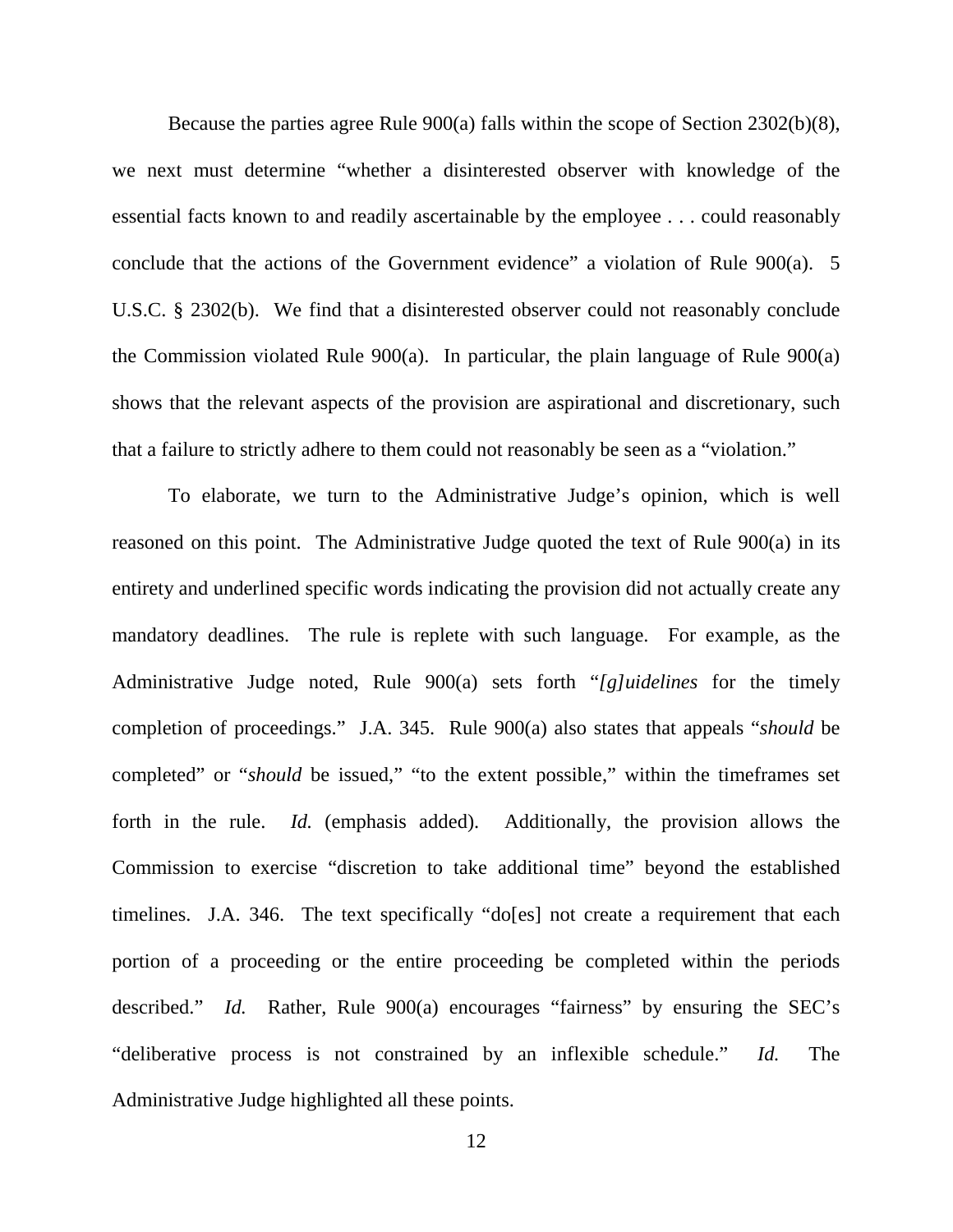Because the parties agree Rule 900(a) falls within the scope of Section 2302(b)(8), we next must determine "whether a disinterested observer with knowledge of the essential facts known to and readily ascertainable by the employee . . . could reasonably conclude that the actions of the Government evidence" a violation of Rule 900(a). 5 U.S.C. § 2302(b). We find that a disinterested observer could not reasonably conclude the Commission violated Rule 900(a). In particular, the plain language of Rule 900(a) shows that the relevant aspects of the provision are aspirational and discretionary, such that a failure to strictly adhere to them could not reasonably be seen as a "violation."

To elaborate, we turn to the Administrative Judge's opinion, which is well reasoned on this point. The Administrative Judge quoted the text of Rule 900(a) in its entirety and underlined specific words indicating the provision did not actually create any mandatory deadlines. The rule is replete with such language. For example, as the Administrative Judge noted, Rule 900(a) sets forth "*[g]uidelines* for the timely completion of proceedings." J.A. 345. Rule 900(a) also states that appeals "*should* be completed" or "*should* be issued," "to the extent possible," within the timeframes set forth in the rule. *Id.* (emphasis added). Additionally, the provision allows the Commission to exercise "discretion to take additional time" beyond the established timelines. J.A. 346. The text specifically "do[es] not create a requirement that each portion of a proceeding or the entire proceeding be completed within the periods described." *Id.* Rather, Rule 900(a) encourages "fairness" by ensuring the SEC's "deliberative process is not constrained by an inflexible schedule." *Id.* The Administrative Judge highlighted all these points.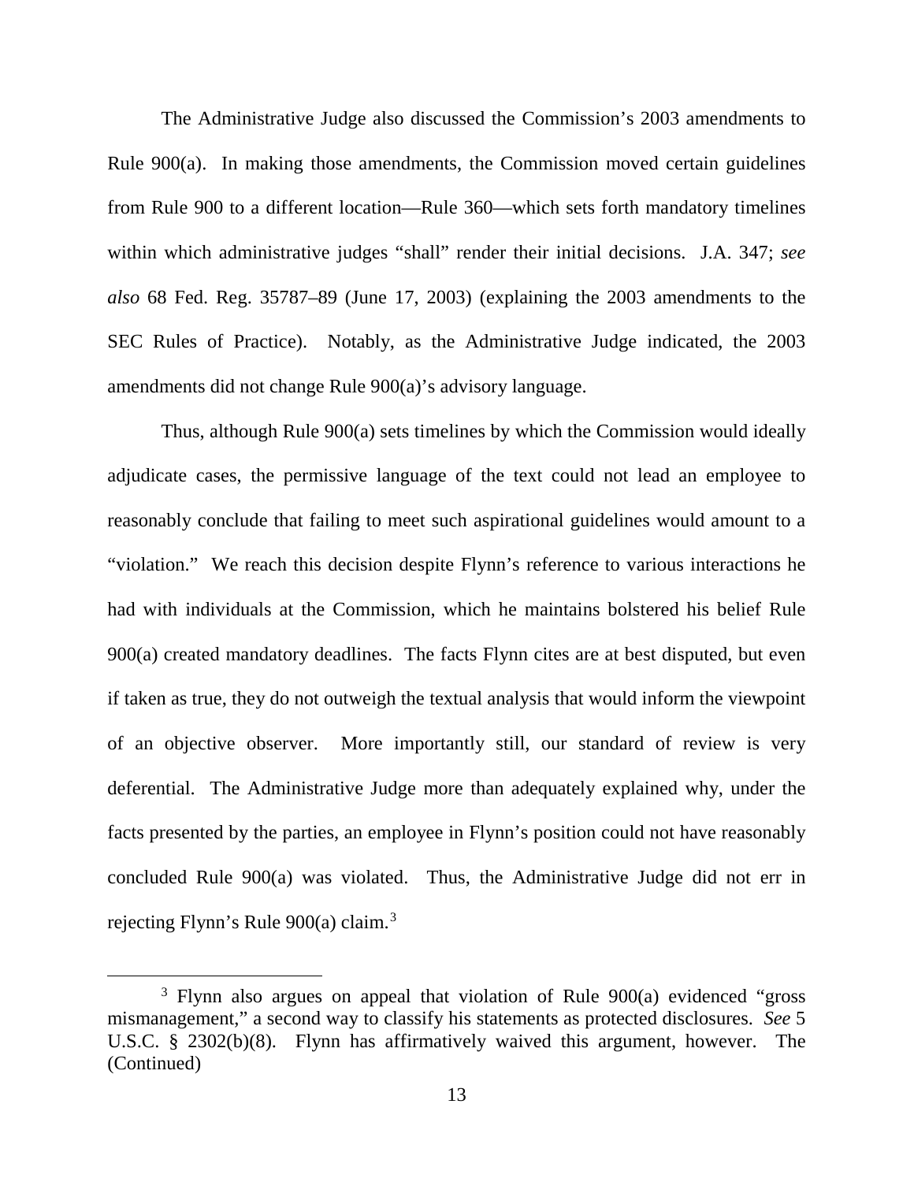The Administrative Judge also discussed the Commission's 2003 amendments to Rule 900(a). In making those amendments, the Commission moved certain guidelines from Rule 900 to a different location—Rule 360—which sets forth mandatory timelines within which administrative judges "shall" render their initial decisions. J.A. 347; *see also* 68 Fed. Reg. 35787–89 (June 17, 2003) (explaining the 2003 amendments to the SEC Rules of Practice). Notably, as the Administrative Judge indicated, the 2003 amendments did not change Rule 900(a)'s advisory language.

Thus, although Rule 900(a) sets timelines by which the Commission would ideally adjudicate cases, the permissive language of the text could not lead an employee to reasonably conclude that failing to meet such aspirational guidelines would amount to a "violation." We reach this decision despite Flynn's reference to various interactions he had with individuals at the Commission, which he maintains bolstered his belief Rule 900(a) created mandatory deadlines. The facts Flynn cites are at best disputed, but even if taken as true, they do not outweigh the textual analysis that would inform the viewpoint of an objective observer. More importantly still, our standard of review is very deferential. The Administrative Judge more than adequately explained why, under the facts presented by the parties, an employee in Flynn's position could not have reasonably concluded Rule 900(a) was violated. Thus, the Administrative Judge did not err in rejecting Flynn's Rule 900(a) claim.[3]

---

[3] Flynn also argues on appeal that violation of Rule 900(a) evidenced "gross mismanagement," a second way to classify his statements as protected disclosures. *See* 5 U.S.C. § 2302(b)(8). Flynn has affirmatively waived this argument, however. The (Continued)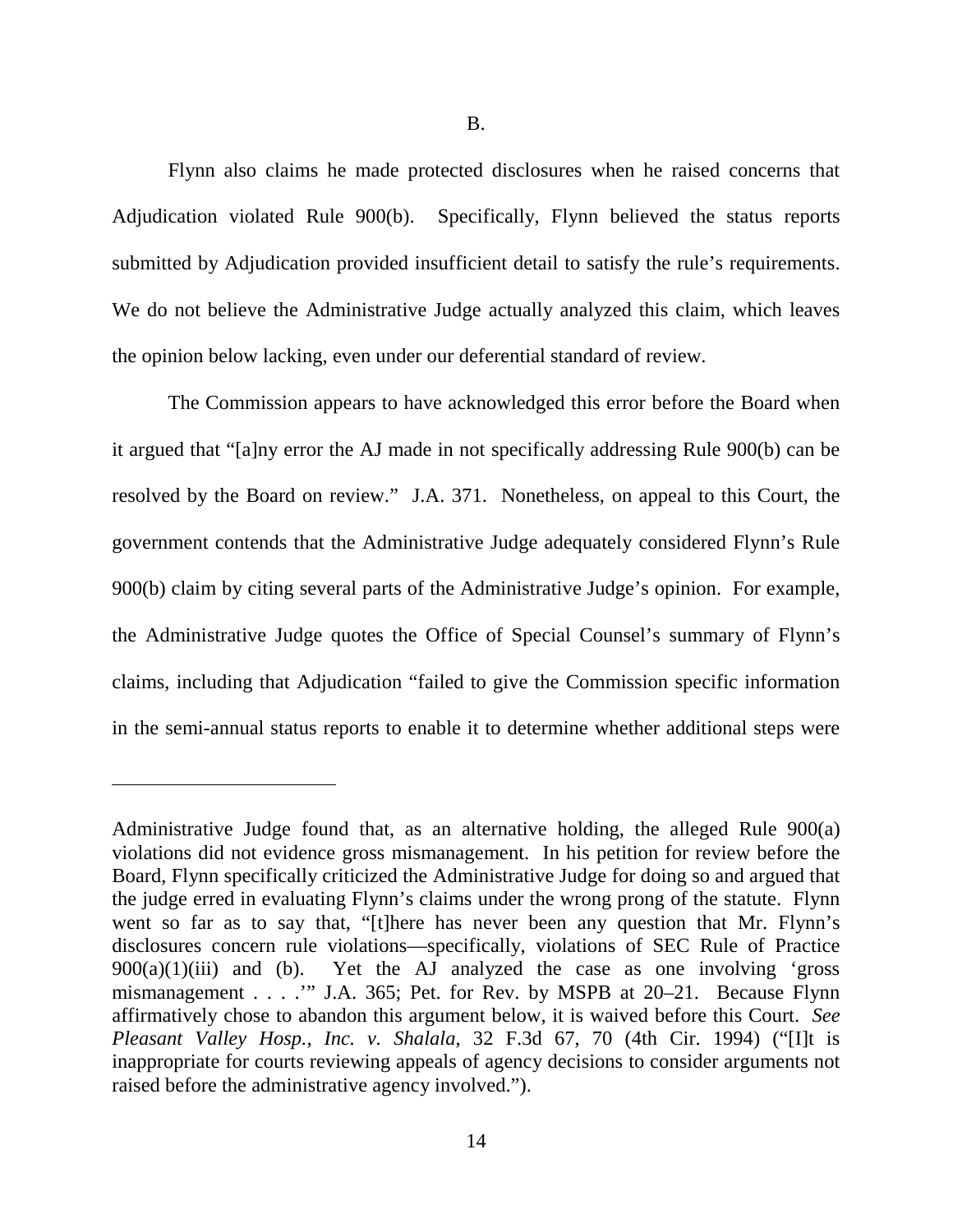B.

Flynn also claims he made protected disclosures when he raised concerns that Adjudication violated Rule 900(b). Specifically, Flynn believed the status reports submitted by Adjudication provided insufficient detail to satisfy the rule's requirements. We do not believe the Administrative Judge actually analyzed this claim, which leaves the opinion below lacking, even under our deferential standard of review.

The Commission appears to have acknowledged this error before the Board when it argued that "[a]ny error the AJ made in not specifically addressing Rule 900(b) can be resolved by the Board on review." J.A. 371. Nonetheless, on appeal to this Court, the government contends that the Administrative Judge adequately considered Flynn's Rule 900(b) claim by citing several parts of the Administrative Judge's opinion. For example, the Administrative Judge quotes the Office of Special Counsel's summary of Flynn's claims, including that Adjudication "failed to give the Commission specific information in the semi-annual status reports to enable it to determine whether additional steps were

---

Administrative Judge found that, as an alternative holding, the alleged Rule 900(a) violations did not evidence gross mismanagement. In his petition for review before the Board, Flynn specifically criticized the Administrative Judge for doing so and argued that the judge erred in evaluating Flynn's claims under the wrong prong of the statute. Flynn went so far as to say that, "[t]here has never been any question that Mr. Flynn's disclosures concern rule violations—specifically, violations of SEC Rule of Practice 900(a)(1)(iii) and (b). Yet the AJ analyzed the case as one involving 'gross mismanagement . . . .'" J.A. 365; Pet. for Rev. by MSPB at 20–21. Because Flynn affirmatively chose to abandon this argument below, it is waived before this Court. *See Pleasant Valley Hosp., Inc. v. Shalala*, 32 F.3d 67, 70 (4th Cir. 1994) ("[I]t is inappropriate for courts reviewing appeals of agency decisions to consider arguments not raised before the administrative agency involved.").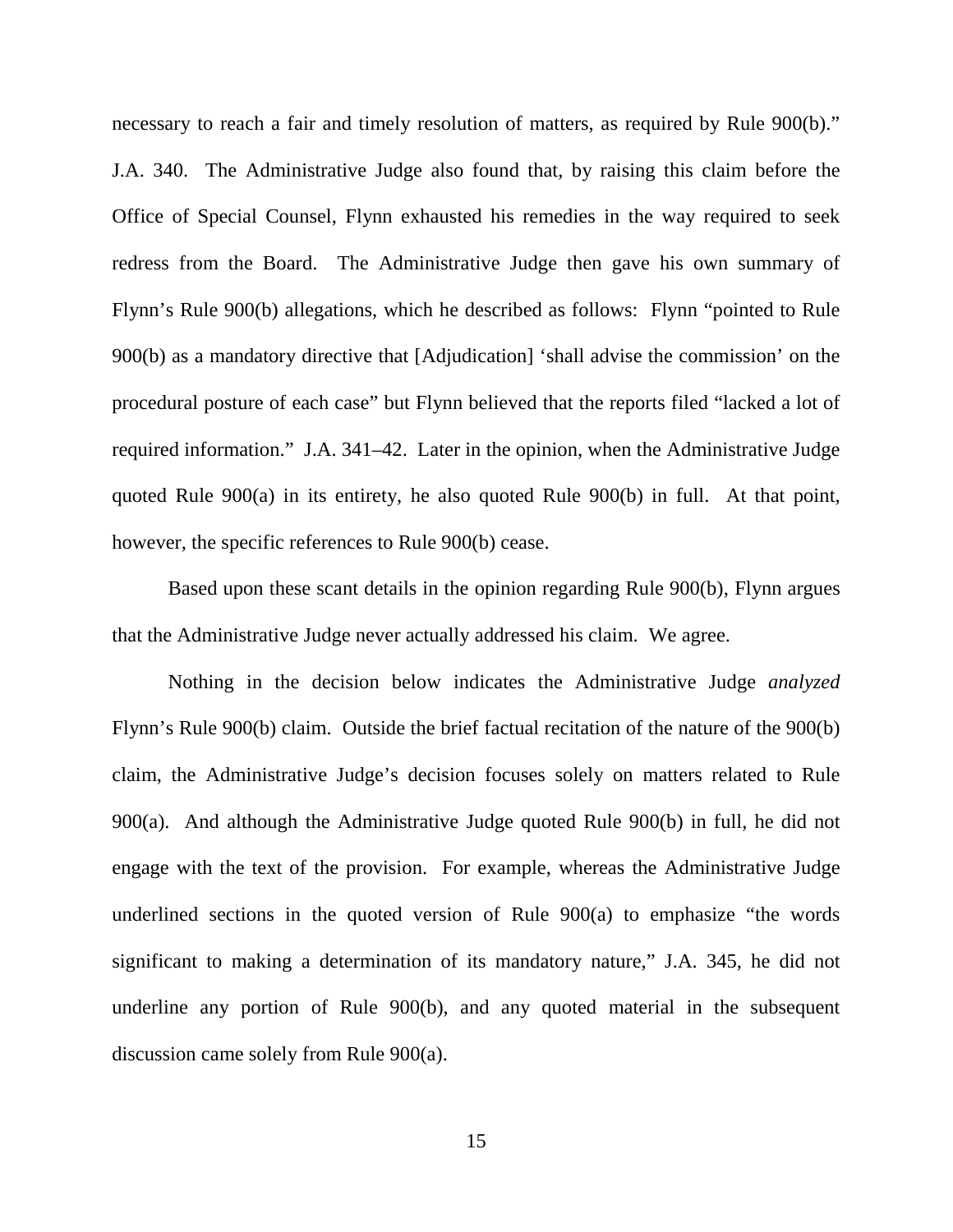necessary to reach a fair and timely resolution of matters, as required by Rule 900(b)." J.A. 340. The Administrative Judge also found that, by raising this claim before the Office of Special Counsel, Flynn exhausted his remedies in the way required to seek redress from the Board. The Administrative Judge then gave his own summary of Flynn's Rule 900(b) allegations, which he described as follows: Flynn "pointed to Rule 900(b) as a mandatory directive that [Adjudication] 'shall advise the commission' on the procedural posture of each case" but Flynn believed that the reports filed "lacked a lot of required information." J.A. 341–42. Later in the opinion, when the Administrative Judge quoted Rule 900(a) in its entirety, he also quoted Rule 900(b) in full. At that point, however, the specific references to Rule 900(b) cease.

Based upon these scant details in the opinion regarding Rule 900(b), Flynn argues that the Administrative Judge never actually addressed his claim. We agree.

Nothing in the decision below indicates the Administrative Judge *analyzed* Flynn's Rule 900(b) claim. Outside the brief factual recitation of the nature of the 900(b) claim, the Administrative Judge's decision focuses solely on matters related to Rule 900(a). And although the Administrative Judge quoted Rule 900(b) in full, he did not engage with the text of the provision. For example, whereas the Administrative Judge underlined sections in the quoted version of Rule 900(a) to emphasize "the words significant to making a determination of its mandatory nature," J.A. 345, he did not underline any portion of Rule 900(b), and any quoted material in the subsequent discussion came solely from Rule 900(a).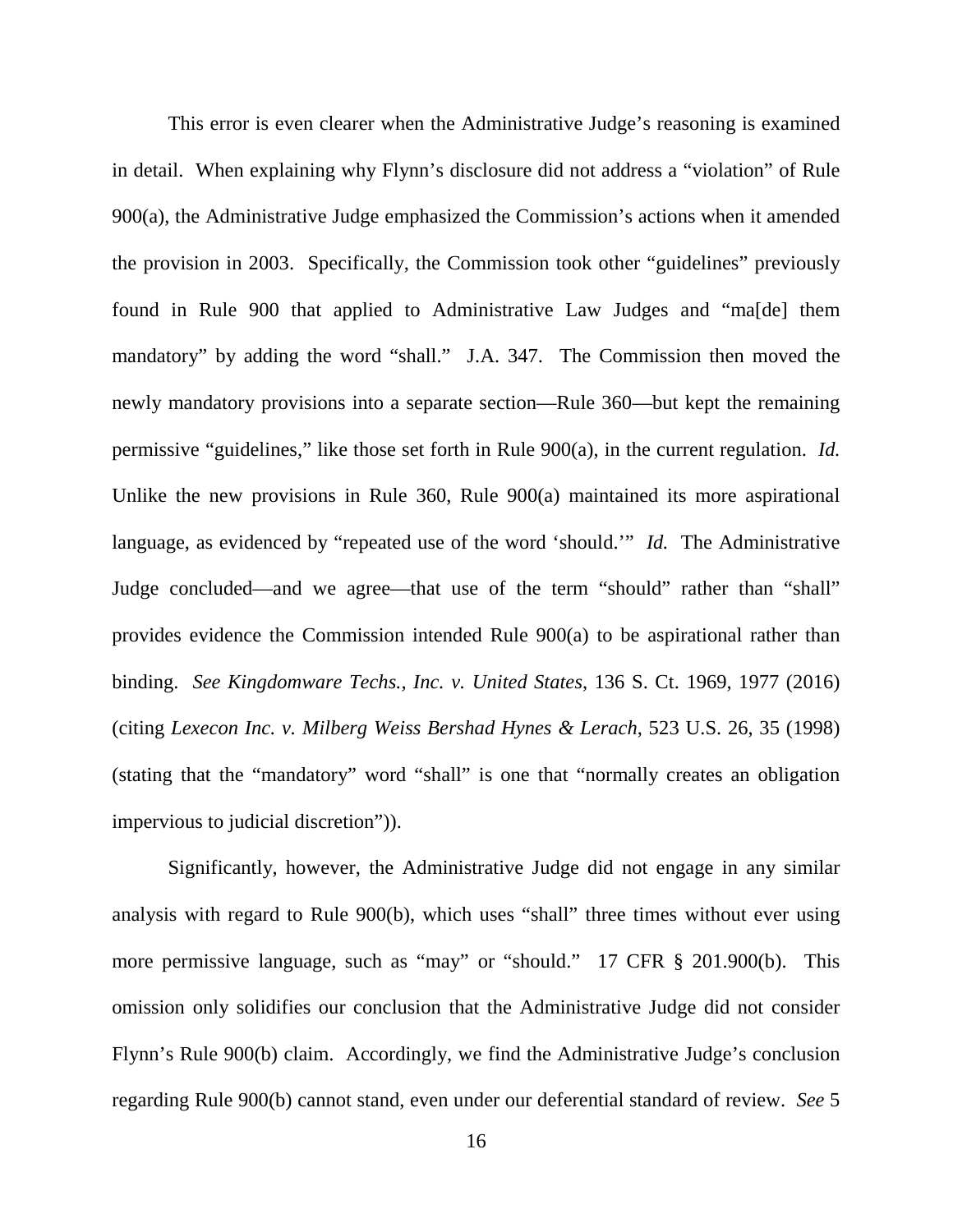This error is even clearer when the Administrative Judge's reasoning is examined in detail. When explaining why Flynn's disclosure did not address a "violation" of Rule 900(a), the Administrative Judge emphasized the Commission's actions when it amended the provision in 2003. Specifically, the Commission took other "guidelines" previously found in Rule 900 that applied to Administrative Law Judges and "ma[de] them mandatory" by adding the word "shall." J.A. 347. The Commission then moved the newly mandatory provisions into a separate section—Rule 360—but kept the remaining permissive "guidelines," like those set forth in Rule 900(a), in the current regulation. *Id.* Unlike the new provisions in Rule 360, Rule 900(a) maintained its more aspirational language, as evidenced by "repeated use of the word 'should.'" *Id.* The Administrative Judge concluded—and we agree—that use of the term "should" rather than "shall" provides evidence the Commission intended Rule 900(a) to be aspirational rather than binding. *See Kingdomware Techs., Inc. v. United States*, 136 S. Ct. 1969, 1977 (2016) (citing *Lexecon Inc. v. Milberg Weiss Bershad Hynes & Lerach*, 523 U.S. 26, 35 (1998) (stating that the "mandatory" word "shall" is one that "normally creates an obligation impervious to judicial discretion")).

Significantly, however, the Administrative Judge did not engage in any similar analysis with regard to Rule 900(b), which uses "shall" three times without ever using more permissive language, such as "may" or "should." 17 CFR § 201.900(b). This omission only solidifies our conclusion that the Administrative Judge did not consider Flynn's Rule 900(b) claim. Accordingly, we find the Administrative Judge's conclusion regarding Rule 900(b) cannot stand, even under our deferential standard of review. *See* 5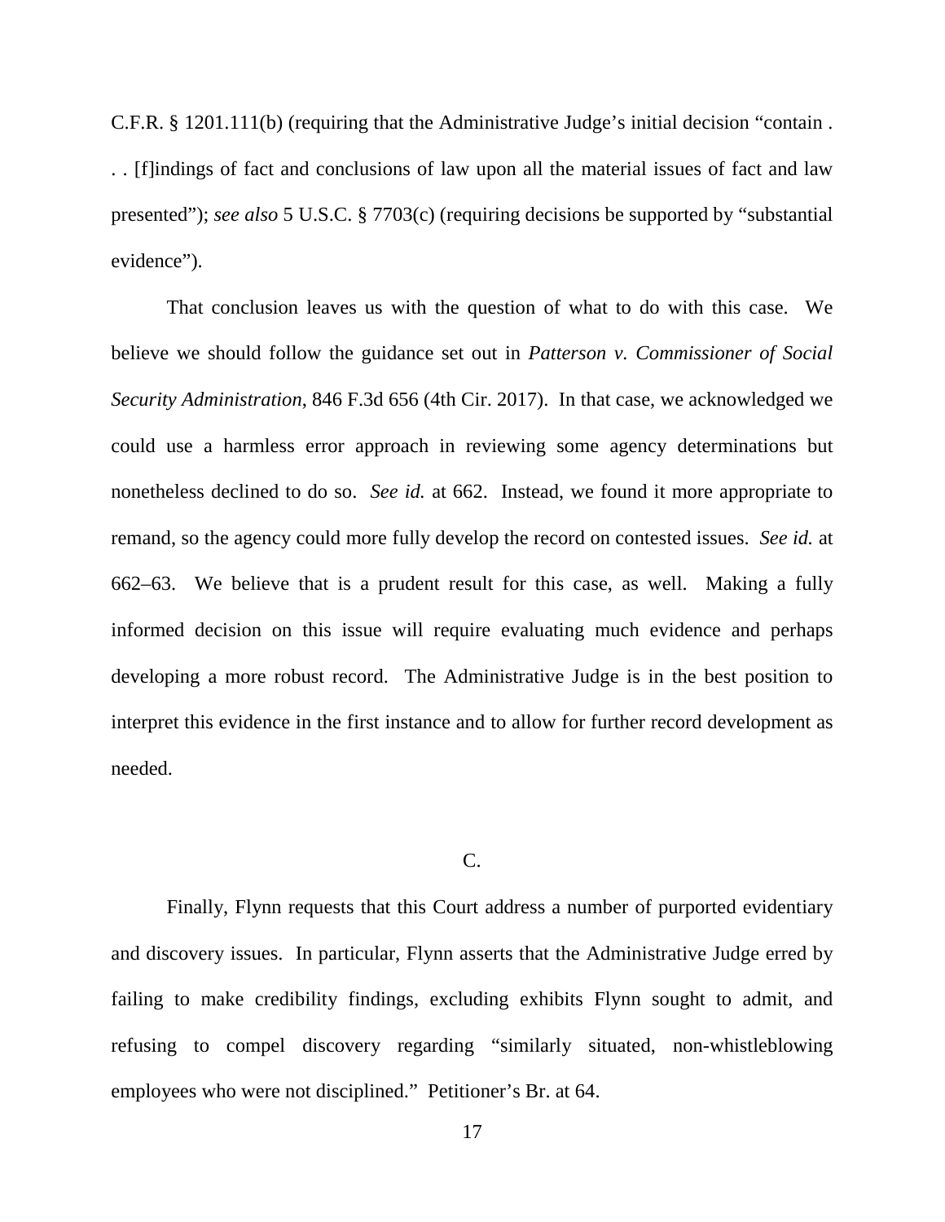C.F.R. § 1201.111(b) (requiring that the Administrative Judge's initial decision "contain . . . [f]indings of fact and conclusions of law upon all the material issues of fact and law presented"); *see also* 5 U.S.C. § 7703(c) (requiring decisions be supported by "substantial evidence").

That conclusion leaves us with the question of what to do with this case. We believe we should follow the guidance set out in *Patterson v. Commissioner of Social Security Administration*, 846 F.3d 656 (4th Cir. 2017). In that case, we acknowledged we could use a harmless error approach in reviewing some agency determinations but nonetheless declined to do so. *See id.* at 662. Instead, we found it more appropriate to remand, so the agency could more fully develop the record on contested issues. *See id.* at 662–63. We believe that is a prudent result for this case, as well. Making a fully informed decision on this issue will require evaluating much evidence and perhaps developing a more robust record. The Administrative Judge is in the best position to interpret this evidence in the first instance and to allow for further record development as needed.

### C.

Finally, Flynn requests that this Court address a number of purported evidentiary and discovery issues. In particular, Flynn asserts that the Administrative Judge erred by failing to make credibility findings, excluding exhibits Flynn sought to admit, and refusing to compel discovery regarding "similarly situated, non-whistleblowing employees who were not disciplined." Petitioner's Br. at 64.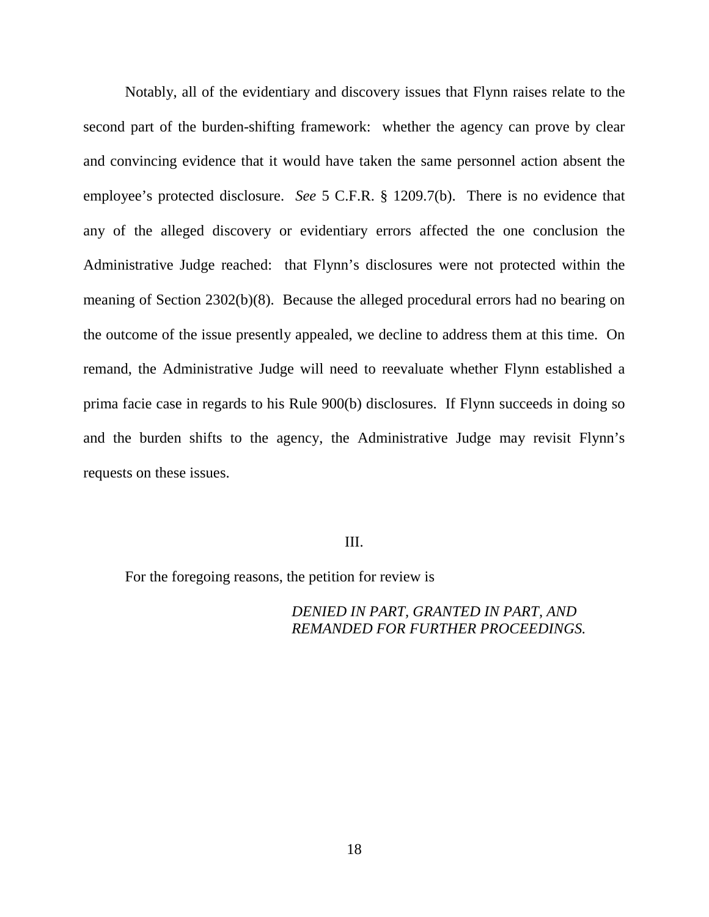Notably, all of the evidentiary and discovery issues that Flynn raises relate to the second part of the burden-shifting framework: whether the agency can prove by clear and convincing evidence that it would have taken the same personnel action absent the employee's protected disclosure. *See* 5 C.F.R. § 1209.7(b). There is no evidence that any of the alleged discovery or evidentiary errors affected the one conclusion the Administrative Judge reached: that Flynn's disclosures were not protected within the meaning of Section 2302(b)(8). Because the alleged procedural errors had no bearing on the outcome of the issue presently appealed, we decline to address them at this time. On remand, the Administrative Judge will need to reevaluate whether Flynn established a prima facie case in regards to his Rule 900(b) disclosures. If Flynn succeeds in doing so and the burden shifts to the agency, the Administrative Judge may revisit Flynn's requests on these issues.

## III.

For the foregoing reasons, the petition for review is

*DENIED IN PART, GRANTED IN PART, AND REMANDED FOR FURTHER PROCEEDINGS.*